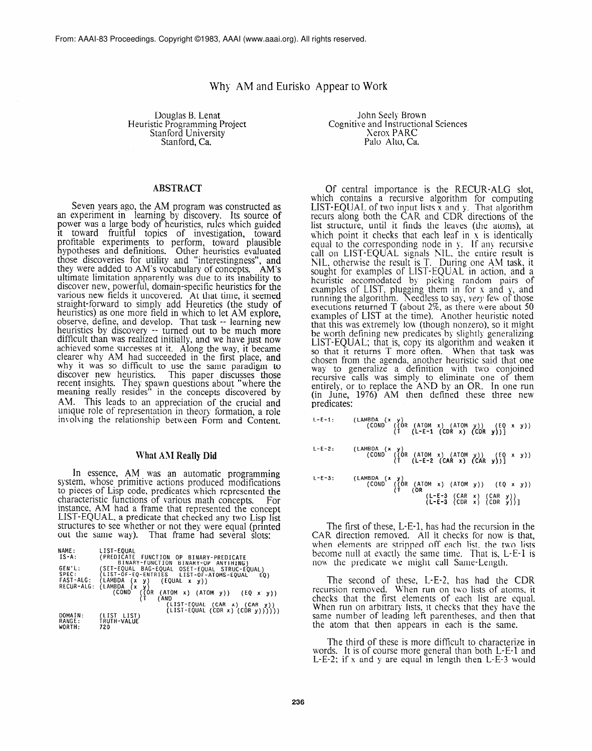From: AAAI-83 Proceedings. Copyright ©1983, AAAI (www.aaai.org). All rights reserved.

# Why AM and Eurisko Appear to Work

Douglas B. Lenat
Heuristic Programming Project
Stanford University
Stanford, Ca.

John Seely Brown
Cognitive and Instructional Sciences
Xerox PARC
Palo Alto, Ca.

## ABSTRACT

Seven years ago, the AM program was constructed as an experiment in learning by discovery. Its source of power was a large body of heuristics, rules which guided it toward fruitful topics of investigation, toward profitable experiments to perform, toward plausible hypotheses and definitions. Other heuristics evaluated those discoveries for utility and "interestingness", and they were added to AM's vocabulary of concepts. AM's ultimate limitation apparently was due to its inability to discover new, powerful, domain-specific heuristics for the various new fields it uncovered. At that time, it seemed straight-forward to simply add Heuretics (the study of heuristics) as one more field in which to let AM explore, observe, define, and develop. That task -- learning new heuristics by discovery -- turned out to be much more difficult than was realized initially, and we have just now achieved some successes at it. Along the way, it became clearer why AM had succeeded in the first place, and why it was so difficult to use the same paradigm to discover new heuristics. This paper discusses those recent insights. They spawn questions about "where the meaning really resides" in the concepts discovered by AM. This leads to an appreciation of the crucial and unique role of representation in theory formation, a role involving the relationship between Form and Content.

## What AM Really Did

In essence, AM was an automatic programming system, whose primitive actions produced modifications to pieces of Lisp code, predicates which represented the characteristic functions of various math concepts. For instance, AM had a frame that represented the concept LIST-EQUAL, a predicate that checked any two Lisp list structures to see whether or not they were equal (printed out the same way). That frame had several slots:

```
NAME:       LIST-EQUAL
IS-A:       (PREDICATE FUNCTION OP BINARY-PREDICATE
             BINARY-FUNCTION BINARY-OP ANYTHING)
GEN'L:      (SET-EQUAL BAG-EQUAL OSET-EQUAL STRUC-EQUAL)
SPEC:       (LIST-OF-EQ-ENTRIES LIST-OF-ATOMS-EQUAL EQ)
FAST-ALG:   (LAMBDA (x y) (EQUAL x y))
RECUR-ALG:  (LAMBDA (x y)
              (COND ((OR (ATOM x) (ATOM y)) (EQ x y))
                    (T (AND
                         (LIST-EQUAL (CAR x) (CAR y))
                         (LIST-EQUAL (CDR x) (CDR y))))))
DOMAIN:     (LIST LIST)
RANGE:      TRUTH-VALUE
WORTH:      720
```

Of central importance is the RECUR-ALG slot, which contains a recursive algorithm for computing LIST-EQUAL of two input lists x and y. That algorithm recurs along both the CAR and CDR directions of the list structure, until it finds the leaves (the atoms), at which point it checks that each leaf in x is identically equal to the corresponding node in y. If any recursive call on LIST-EQUAL signals NIL, the entire result is NIL, otherwise the result is T. During one AM task, it sought for examples of LIST-EQUAL in action, and a heuristic accomodated by picking random pairs of examples of LIST, plugging them in for x and y, and running the algorithm. Needless to say, *very* few of those executions returned T (about 2%, as there were about 50 examples of LIST at the time). Another heuristic noted that this was extremely low (though nonzero), so it might be worth defining new predicates by slightly generalizing LIST-EQUAL; that is, copy its algorithm and weaken it so that it returns T more often. When that task was chosen from the agenda, another heuristic said that one way to generalize a definition with two conjoined recursive calls was simply to eliminate one of them entirely, or to replace the AND by an OR. In one run (in June, 1976) AM then defined these three new predicates:

```
L-E-1:  (LAMBDA (x y)
          (COND ((OR (ATOM x) (ATOM y)) (EQ x y))
                (T (L-E-1 (CDR x) (CDR y)))]

L-E-2:  (LAMBDA (x y)
          (COND ((OR (ATOM x) (ATOM y)) (EQ x y))
                (T (L-E-2 (CAR x) (CAR y)))]

L-E-3:  (LAMBDA (x y)
          (COND ((OR (ATOM x) (ATOM y)) (EQ x y))
                (T (OR
                     (L-E-3 (CAR x) (CAR y))
                     (L-E-3 (CDR x) (CDR y))]
```

The first of these, L-E-1, has had the recursion in the CAR direction removed. All it checks for now is that, when elements are stripped off each list, the two lists become null at exactly the same time. That is, L-E-1 is now the predicate we might call Same-Length.

The second of these, L-E-2, has had the CDR recursion removed. When run on two lists of atoms, it checks that the first elements of each list are equal. When run on arbitrary lists, it checks that they have the same number of leading left parentheses, and then that the atom that then appears in each is the same.

The third of these is more difficult to characterize in words. It is of course more general than both L-E-1 and L-E-2; if x and y are equal in length then L-E-3 would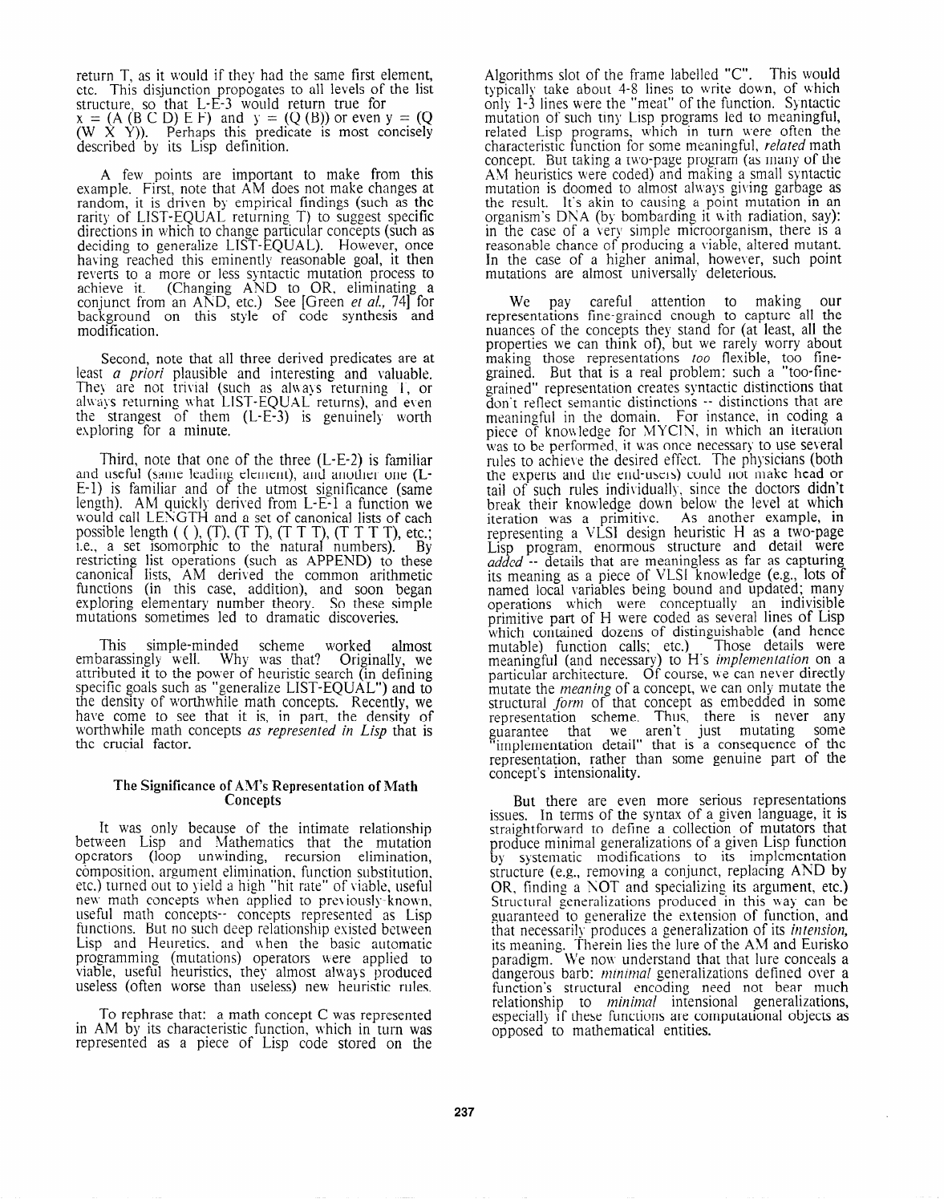return T, as it would if they had the same first element, etc. This disjunction propogates to all levels of the list structure, so that L-E-3 would return true for x = (A (B C D) E F) and y = (Q (B)) or even y = (Q (W X Y)). Perhaps this predicate is most concisely described by its Lisp definition.

A few points are important to make from this example. First, note that AM does not make changes at random, it is driven by empirical findings (such as the rarity of LIST-EQUAL returning T) to suggest specific directions in which to change particular concepts (such as deciding to generalize LIST-EQUAL). However, once having reached this eminently reasonable goal, it then reverts to a more or less syntactic mutation process to achieve it. (Changing AND to OR, eliminating a conjunct from an AND, etc.) See [Green *et al.,* 74] for background on this style of code synthesis and modification.

Second, note that all three derived predicates are at least *a priori* plausible and interesting and valuable. They are not trivial (such as always returning T, or always returning what LIST-EQUAL returns), and even the strangest of them (L-E-3) is genuinely worth exploring for a minute.

Third, note that one of the three (L-E-2) is familiar and useful (same leading element), and another one (L-E-1) is familiar and of the utmost significance (same length). AM quickly derived from L-E-1 a function we would call LENGTH and a set of canonical lists of each possible length ( ( ), (T), (T T), (T T T), (T T T T), etc.; i.e., a set isomorphic to the natural numbers). By restricting list operations (such as APPEND) to these canonical lists, AM derived the common arithmetic functions (in this case, addition), and soon began exploring elementary number theory. So these simple mutations sometimes led to dramatic discoveries.

This simple-minded scheme worked almost embarassingly well. Why was that? Originally, we attributed it to the power of heuristic search (in defining specific goals such as "generalize LIST-EQUAL") and to the density of worthwhile math concepts. Recently, we have come to see that it is, in part, the density of worthwhile math concepts *as represented in Lisp* that is the crucial factor.

### The Significance of AM's Representation of Math Concepts

It was only because of the intimate relationship between Lisp and Mathematics that the mutation operators (loop unwinding, recursion elimination, composition, argument elimination, function substitution, etc.) turned out to yield a high "hit rate" of viable, useful new math concepts when applied to previously-known, useful math concepts-- concepts represented as Lisp functions. But no such deep relationship existed between Lisp and Heuretics, and when the basic automatic programming (mutations) operators were applied to viable, useful heuristics, they almost always produced useless (often worse than useless) new heuristic rules.

To rephrase that: a math concept C was represented in AM by its characteristic function, which in turn was represented as a piece of Lisp code stored on the Algorithms slot of the frame labelled "C". This would typically take about 4-8 lines to write down, of which only 1-3 lines were the "meat" of the function. Syntactic mutation of such tiny Lisp programs led to meaningful, related Lisp programs, which in turn were often the characteristic function for some meaningful, *related* math concept. But taking a two-page program (as many of the AM heuristics were coded) and making a small syntactic mutation is doomed to almost always giving garbage as the result. It's akin to causing a point mutation in an organism's DNA (by bombarding it with radiation, say): in the case of a very simple microorganism, there is a reasonable chance of producing a viable, altered mutant. In the case of a higher animal, however, such point mutations are almost universally deleterious.

We pay careful attention to making our representations fine-grained enough to capture all the nuances of the concepts they stand for (at least, all the properties we can think of), but we rarely worry about making those representations *too* flexible, too fine-grained. But that is a real problem: such a "too-fine-grained" representation creates syntactic distinctions that don't reflect semantic distinctions -- distinctions that are meaningful in the domain. For instance, in coding a piece of knowledge for MYCIN, in which an iteration was to be performed, it was once necessary to use several rules to achieve the desired effect. The physicians (both the experts and the end-users) could not make head or tail of such rules individually, since the doctors didn't break their knowledge down below the level at which iteration was a primitive. As another example, in representing a VLSI design heuristic H as a two-page Lisp program, enormous structure and detail were *added* -- details that are meaningless as far as capturing its meaning as a piece of VLSI knowledge (e.g., lots of named local variables being bound and updated; many operations which were conceptually an indivisible primitive part of H were coded as several lines of Lisp which contained dozens of distinguishable (and hence mutable) function calls; etc.) Those details were meaningful (and necessary) to H's *implementation* on a particular architecture. Of course, we can never directly mutate the *meaning* of a concept, we can only mutate the structural *form* of that concept as embedded in some representation scheme. Thus, there is never any guarantee that we aren't just mutating some "implementation detail" that is a consequence of the representation, rather than some genuine part of the concept's intensionality.

But there are even more serious representations issues. In terms of the syntax of a given language, it is straightforward to define a collection of mutators that produce minimal generalizations of a given Lisp function by systematic modifications to its implementation structure (e.g., removing a conjunct, replacing AND by OR, finding a NOT and specializing its argument, etc.) Structural generalizations produced in this way can be guaranteed to generalize the extension of function, and that necessarily produces a generalization of its *intension,* its meaning. Therein lies the lure of the AM and Eurisko paradigm. We now understand that that lure conceals a dangerous barb: *minimal* generalizations defined over a function's structural encoding need not bear much relationship to *minimal* intensional generalizations, especially if these functions are computational objects as opposed to mathematical entities.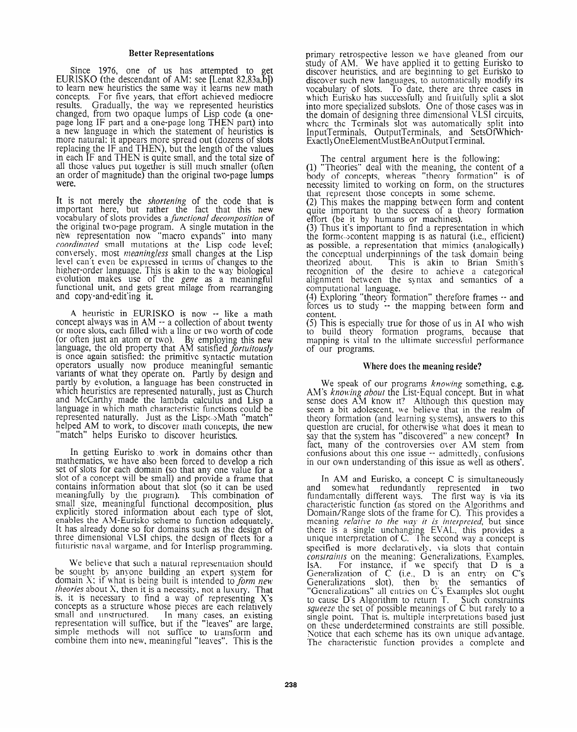## Better Representations

Since 1976, one of us has attempted to get EURISKO (the descendant of AM; see [Lenat 82,83a,b]) to learn new heuristics the same way it learns new math concepts. For five years, that effort achieved mediocre results. Gradually, the way we represented heuristics changed, from two opaque lumps of Lisp code (a one-page long IF part and a one-page long THEN part) into a new language in which the statement of heuristics is more natural: it appears more spread out (dozens of slots replacing the IF and THEN), but the length of the values in each IF and THEN is quite small, and the total size of all those values put together is still much smaller (often an order of magnitude) than the original two-page lumps were.

It is not merely the *shortening* of the code that is important here, but rather the fact that this new vocabulary of slots provides a *functional decomposition* of the original two-page program. A single mutation in the new representation now "macro expands" into many *coordinated* small mutations at the Lisp code level; conversely, most *meaningless* small changes at the Lisp level can't even be expressed in terms of changes to the higher-order language. This is akin to the way biological evolution makes use of the *gene* as a meaningful functional unit, and gets great milage from rearranging and copy-and-edit'ing it.

A heuristic in EURISKO is now -- like a math concept always was in AM -- a collection of about twenty or more slots, each filled with a line or two worth of code (or often just an atom or two). By employing this new language, the old property that AM satisfied *fortuitously* is once again satisfied: the primitive syntactic mutation operators usually now produce meaningful semantic variants of what they operate on. Partly by design and partly by evolution, a language has been constructed in which heuristics are represented naturally, just as Church and McCarthy made the lambda calculus and Lisp a language in which math characteristic functions could be represented naturally. Just as the Lisp<->Math "match" helped AM to work, to discover math concepts, the new "match" helps Eurisko to discover heuristics.

In getting Eurisko to work in domains other than mathematics, we have also been forced to develop a rich set of slots for each domain (so that any one value for a slot of a concept will be small) and provide a frame that contains information about that slot (so it can be used meaningfully by the program). This combination of small size, meaningful functional decomposition, plus explicitly stored information about each type of slot, enables the AM-Eurisko scheme to function adequately. It has already done so for domains such as the design of three dimensional VLSI chips, the design of fleets for a futuristic naval wargame, and for Interlisp programming.

We believe that such a natural representation should be sought by anyone building an expert system for domain X; if what is being built is intended to *form new theories* about X, then it is a necessity, not a luxury. That is, it is necessary to find a way of representing X's concepts as a structure whose pieces are each relatively small and unstructured. In many cases, an existing representation will suffice, but if the "leaves" are large, simple methods will not suffice to transform and combine them into new, meaningful "leaves". This is the primary retrospective lesson we have gleaned from our study of AM. We have applied it to getting Eurisko to discover heuristics, and are beginning to get Eurisko to discover such new languages, to automatically modify its vocabulary of slots. To date, there are three cases in which Eurisko has successfully and fruitfully split a slot into more specialized subslots. One of those cases was in the domain of designing three dimensional VLSI circuits, where the Terminals slot was automatically split into InputTerminals, OutputTerminals, and SetsOfWhich-ExactlyOneElementMustBeAnOutputTerminal.

The central argument here is the following:

(1) "Theories" deal with the meaning, the content of a body of concepts, whereas "theory formation" is of necessity limited to working on form, on the structures that represent those concepts in some scheme.

(2) This makes the mapping between form and content quite important to the success of a theory formation effort (be it by humans or machines).

(3) Thus it's important to find a representation in which the form<->content mapping is as natural (i.e., efficient) as possible, a representation that mimics (analogically) the conceptual underpinnings of the task domain being theorized about. This is akin to Brian Smith's recognition of the desire to achieve a categorical alignment between the syntax and semantics of a computational language.

(4) Exploring "theory formation" therefore frames -- and forces us to study -- the mapping between form and content.

(5) This is especially true for those of us in AI who wish to build theory formation programs, because that mapping is vital to the ultimate successful performance of our programs.

## Where does the meaning reside?

We speak of our programs *knowing* something, e.g. AM's *knowing about* the List-Equal concept. But in what sense does AM know it? Although this question may seem a bit adolescent, we believe that in the realm of theory formation (and learning systems), answers to this question are crucial, for otherwise what does it mean to say that the system has "discovered" a new concept? In fact, many of the controversies over AM stem from confusions about this one issue -- admittedly, confusions in our own understanding of this issue as well as others'.

In AM and Eurisko, a concept C is simultaneously and somewhat redundantly represented in two fundamentally different ways. The first way is via its characteristic function (as stored on the Algorithms and Domain/Range slots of the frame for C). This provides a meaning *relative to the way it is interpreted*, but since there is a single unchanging EVAL, this provides a unique interpretation of C. The second way a concept is specified is more declaratively, via slots that contain *constraints* on the meaning: Generalizations, Examples, IsA. For instance, if we specify that D is a Generalization of C (i.e., D is an entry on C's Generalizations slot), then by the semantics of "Generalizations" all entries on C's Examples slot ought to cause D's Algorithm to return T. Such constraints *squeeze* the set of possible meanings of C but rarely to a single point. That is, multiple interpretations based just on these underdetermined constraints are still possible. Notice that each scheme has its own unique advantage. The characteristic function provides a complete and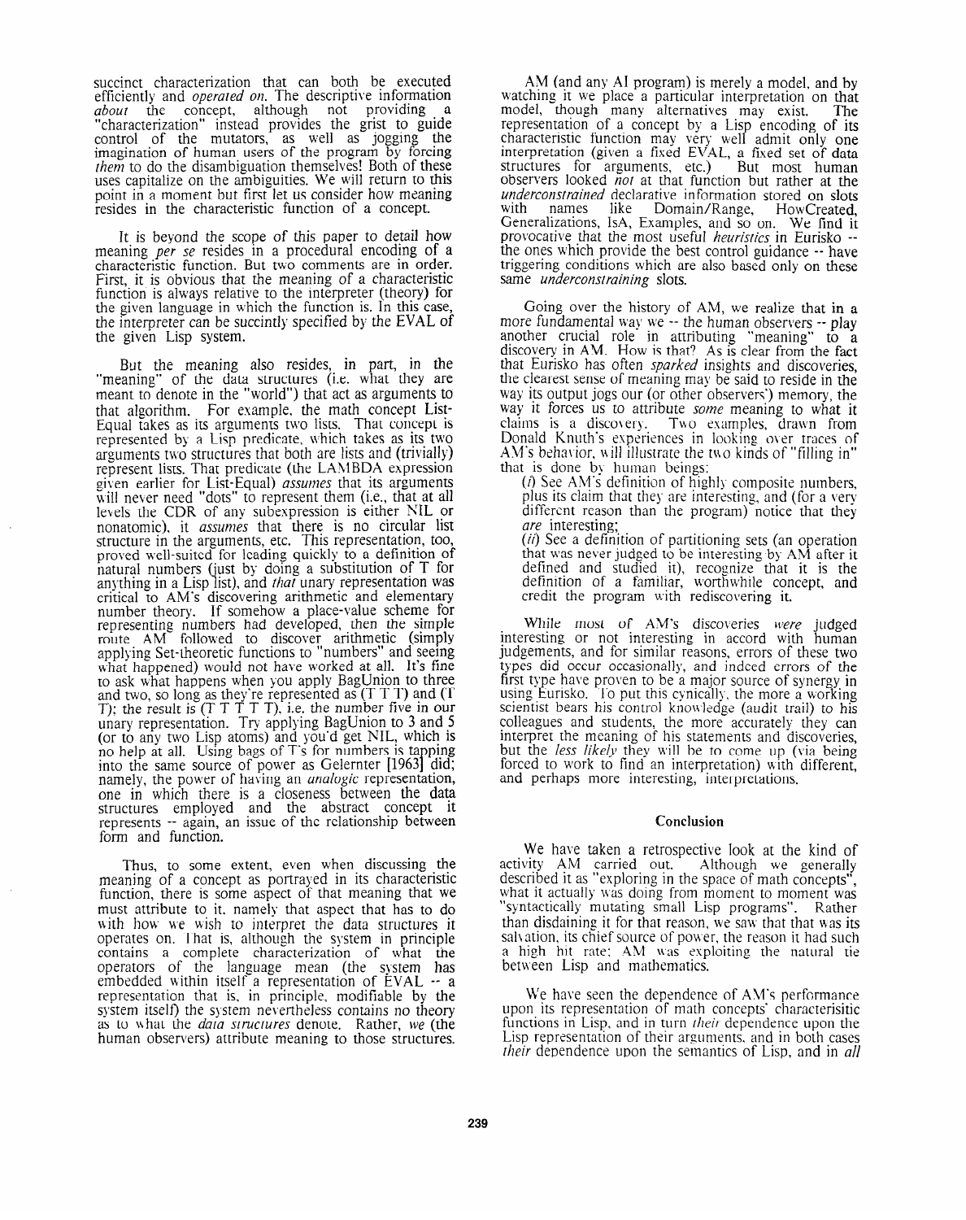succinct characterization that can both be executed efficiently and *operated on*. The descriptive information *about* the concept, although not providing a "characterization" instead provides the grist to guide control of the mutators, as well as jogging the imagination of human users of the program by forcing *them* to do the disambiguation themselves! Both of these uses capitalize on the ambiguities. We will return to this point in a moment but first let us consider how meaning resides in the characteristic function of a concept.

It is beyond the scope of this paper to detail how meaning *per se* resides in a procedural encoding of a characteristic function. But two comments are in order. First, it is obvious that the meaning of a characteristic function is always relative to the interpreter (theory) for the given language in which the function is. In this case, the interpreter can be succintly specified by the EVAL of the given Lisp system.

But the meaning also resides, in part, in the "meaning" of the data structures (i.e. what they are meant to denote in the "world") that act as arguments to that algorithm. For example, the math concept List-Equal takes as its arguments two lists. That concept is represented by a Lisp predicate, which takes as its two arguments two structures that both are lists and (trivially) represent lists. That predicate (the LAMBDA expression given earlier for List-Equal) *assumes* that its arguments will never need "dots" to represent them (i.e., that at all levels the CDR of any subexpression is either NIL or nonatomic), it *assumes* that there is no circular list structure in the arguments, etc. This representation, too, proved well-suited for leading quickly to a definition of natural numbers (just by doing a substitution of T for anything in a Lisp list), and *that* unary representation was critical to AM's discovering arithmetic and elementary number theory. If somehow a place-value scheme for representing numbers had developed, then the simple route AM followed to discover arithmetic (simply applying Set-theoretic functions to "numbers" and seeing what happened) would not have worked at all. It's fine to ask what happens when you apply BagUnion to three and two, so long as they're represented as (T T T) and (T T); the result is (T T T T T), i.e. the number five in our unary representation. Try applying BagUnion to 3 and 5 (or to any two Lisp atoms) and you'd get NIL, which is no help at all. Using bags of T's for numbers is tapping into the same source of power as Gelernter [1963] did; namely, the power of having an *analogic* representation, one in which there is a closeness between the data structures employed and the abstract concept it represents -- again, an issue of the relationship between form and function.

Thus, to some extent, even when discussing the meaning of a concept as portrayed in its characteristic function, there is some aspect of that meaning that we must attribute to it, namely that aspect that has to do with how we wish to interpret the data structures it operates on. That is, although the system in principle contains a complete characterization of what the operators of the language mean (the system has embedded within itself a representation of EVAL -- a representation that is, in principle, modifiable by the system itself) the system nevertheless contains no theory as to what the *data structures* denote. Rather, *we* (the human observers) attribute meaning to those structures.

AM (and any AI program) is merely a model, and by watching it we place a particular interpretation on that model, though many alternatives may exist. The representation of a concept by a Lisp encoding of its characteristic function may very well admit only one interpretation (given a fixed EVAL, a fixed set of data structures for arguments, etc.) But most human observers looked *not* at that function but rather at the *underconstrained* declarative information stored on slots with names like Domain/Range, HowCreated, Generalizations, IsA, Examples, and so on. We find it provocative that the most useful *heuristics* in Eurisko -- the ones which provide the best control guidance -- have triggering conditions which are also based only on these same *underconstraining* slots.

Going over the history of AM, we realize that in a more fundamental way we -- the human observers -- play another crucial role in attributing "meaning" to a discovery in AM. How is that? As is clear from the fact that Eurisko has often *sparked* insights and discoveries, the clearest sense of meaning may be said to reside in the way its output jogs our (or other observers') memory, the way it forces us to attribute *some* meaning to what it claims is a discovery. Two examples, drawn from Donald Knuth's experiences in looking over traces of AM's behavior, will illustrate the two kinds of "filling in" that is done by human beings:

(*i*) See AM's definition of highly composite numbers, plus its claim that they are interesting, and (for a very different reason than the program) notice that they *are* interesting;

(*ii*) See a definition of partitioning sets (an operation that was never judged to be interesting by AM after it defined and studied it), recognize that it is the definition of a familiar, worthwhile concept, and credit the program with rediscovering it.

While most of AM's discoveries *were* judged interesting or not interesting in accord with human judgements, and for similar reasons, errors of these two types did occur occasionally, and indeed errors of the first type have proven to be a major source of synergy in using Eurisko. To put this cynically, the more a working scientist bears his control knowledge (audit trail) to his colleagues and students, the more accurately they can interpret the meaning of his statements and discoveries, but the *less likely* they will be to come up (via being forced to work to find an interpretation) with different, and perhaps more interesting, interpretations.

## Conclusion

We have taken a retrospective look at the kind of activity AM carried out. Although we generally described it as "exploring in the space of math concepts", what it actually was doing from moment to moment was "syntactically mutating small Lisp programs". Rather than disdaining it for that reason, we saw that that was its salvation, its chief source of power, the reason it had such a high hit rate: AM was exploiting the natural tie between Lisp and mathematics.

We have seen the dependence of AM's performance upon its representation of math concepts' characterisitic functions in Lisp, and in turn *their* dependence upon the Lisp representation of their arguments, and in both cases *their* dependence upon the semantics of Lisp, and in *all*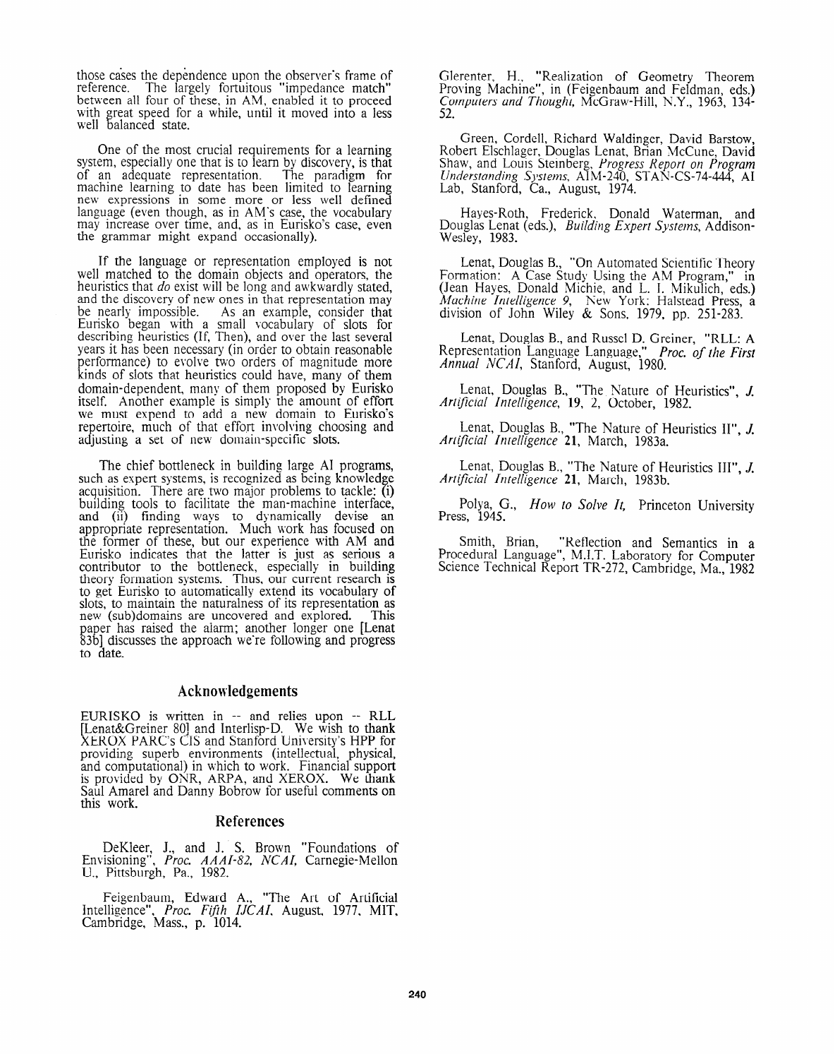those cases the dependence upon the observer's frame of reference. The largely fortuitous "impedance match" between all four of these, in AM, enabled it to proceed with great speed for a while, until it moved into a less well balanced state.

One of the most crucial requirements for a learning system, especially one that is to learn by discovery, is that of an adequate representation. The paradigm for machine learning to date has been limited to learning new expressions in some more or less well defined language (even though, as in AM's case, the vocabulary may increase over time, and, as in Eurisko's case, even the grammar might expand occasionally).

If the language or representation employed is not well matched to the domain objects and operators, the heuristics that *do* exist will be long and awkwardly stated, and the discovery of new ones in that representation may be nearly impossible. As an example, consider that Eurisko began with a small vocabulary of slots for describing heuristics (If, Then), and over the last several years it has been necessary (in order to obtain reasonable performance) to evolve two orders of magnitude more kinds of slots that heuristics could have, many of them domain-dependent, many of them proposed by Eurisko itself. Another example is simply the amount of effort we must expend to add a new domain to Eurisko's repertoire, much of that effort involving choosing and adjusting a set of new domain-specific slots.

The chief bottleneck in building large AI programs, such as expert systems, is recognized as being knowledge acquisition. There are two major problems to tackle: (i) building tools to facilitate the man-machine interface, and (ii) finding ways to dynamically devise an appropriate representation. Much work has focused on the former of these, but our experience with AM and Eurisko indicates that the latter is just as serious a contributor to the bottleneck, especially in building theory formation systems. Thus, our current research is to get Eurisko to automatically extend its vocabulary of slots, to maintain the naturalness of its representation as new (sub)domains are uncovered and explored. This paper has raised the alarm; another longer one [Lenat 83b] discusses the approach we're following and progress to date.

## Acknowledgements

EURISKO is written in -- and relies upon -- RLL [Lenat&Greiner 80] and Interlisp-D. We wish to thank XEROX PARC's CIS and Stanford University's HPP for providing superb environments (intellectual, physical, and computational) in which to work. Financial support is provided by ONR, ARPA, and XEROX. We thank Saul Amarel and Danny Bobrow for useful comments on this work.

## References

DeKleer, J., and J. S. Brown "Foundations of Envisioning", *Proc. AAAI-82, NCAI*, Carnegie-Mellon U., Pittsburgh, Pa., 1982.

Feigenbaum, Edward A., "The Art of Artificial Intelligence", *Proc. Fifth IJCAI*, August, 1977, MIT, Cambridge, Mass., p. 1014.

Glerenter, H., "Realization of Geometry Theorem Proving Machine", in (Feigenbaum and Feldman, eds.) *Computers and Thought*, McGraw-Hill, N.Y., 1963, 134-52.

Green, Cordell, Richard Waldinger, David Barstow, Robert Elschlager, Douglas Lenat, Brian McCune, David Shaw, and Louis Steinberg, *Progress Report on Program Understanding Systems*, AIM-240, STAN-CS-74-444, AI Lab, Stanford, Ca., August, 1974.

Hayes-Roth, Frederick, Donald Waterman, and Douglas Lenat (eds.), *Building Expert Systems*, Addison-Wesley, 1983.

Lenat, Douglas B., "On Automated Scientific Theory Formation: A Case Study Using the AM Program," in (Jean Hayes, Donald Michie, and L. I. Mikulich, eds.) *Machine Intelligence 9*, New York: Halstead Press, a division of John Wiley & Sons, 1979, pp. 251-283.

Lenat, Douglas B., and Russel D. Greiner, "RLL: A Representation Language Language," *Proc. of the First Annual NCAI*, Stanford, August, 1980.

Lenat, Douglas B., "The Nature of Heuristics", *J. Artificial Intelligence*, **19**, 2, October, 1982.

Lenat, Douglas B., "The Nature of Heuristics II", *J. Artificial Intelligence* **21**, March, 1983a.

Lenat, Douglas B., "The Nature of Heuristics III", *J. Artificial Intelligence* **21**, March, 1983b.

Polya, G., *How to Solve It*, Princeton University Press, 1945.

Smith, Brian, "Reflection and Semantics in a Procedural Language", M.I.T. Laboratory for Computer Science Technical Report TR-272, Cambridge, Ma., 1982